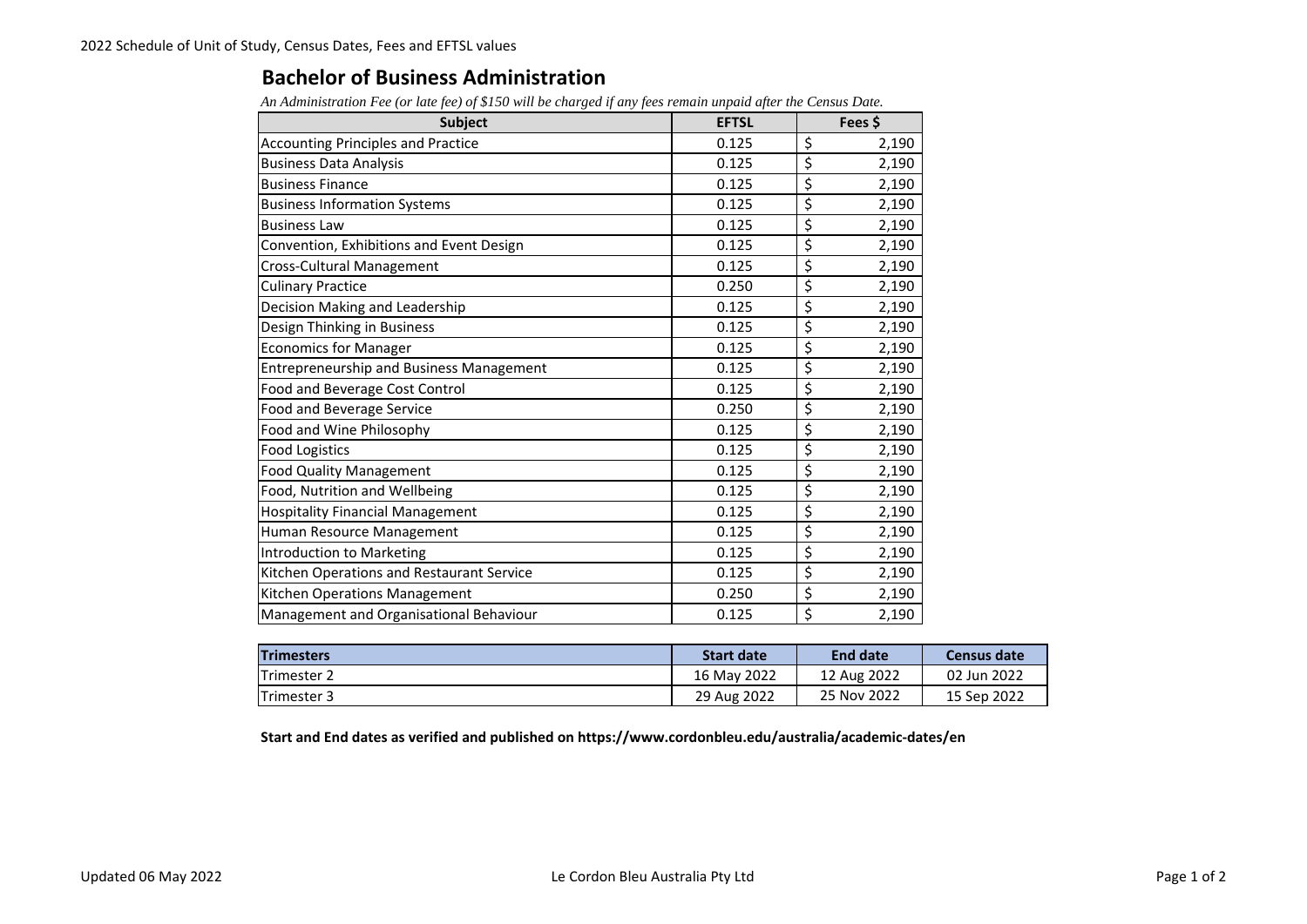2022 Schedule of Unit of Study, Census Dates, Fees and EFTSL values

## Bachelor of Business Administration

*An Administration Fee (or late fee) of $150 will be charged if any fees remain unpaid after the Census Date.*

| Subject | EFTSL | Fees $ |
|---|---|---|
| Accounting Principles and Practice | 0.125 | $ 2,190 |
| Business Data Analysis | 0.125 | $ 2,190 |
| Business Finance | 0.125 | $ 2,190 |
| Business Information Systems | 0.125 | $ 2,190 |
| Business Law | 0.125 | $ 2,190 |
| Convention, Exhibitions and Event Design | 0.125 | $ 2,190 |
| Cross-Cultural Management | 0.125 | $ 2,190 |
| Culinary Practice | 0.250 | $ 2,190 |
| Decision Making and Leadership | 0.125 | $ 2,190 |
| Design Thinking in Business | 0.125 | $ 2,190 |
| Economics for Manager | 0.125 | $ 2,190 |
| Entrepreneurship and Business Management | 0.125 | $ 2,190 |
| Food and Beverage Cost Control | 0.125 | $ 2,190 |
| Food and Beverage Service | 0.250 | $ 2,190 |
| Food and Wine Philosophy | 0.125 | $ 2,190 |
| Food Logistics | 0.125 | $ 2,190 |
| Food Quality Management | 0.125 | $ 2,190 |
| Food, Nutrition and Wellbeing | 0.125 | $ 2,190 |
| Hospitality Financial Management | 0.125 | $ 2,190 |
| Human Resource Management | 0.125 | $ 2,190 |
| Introduction to Marketing | 0.125 | $ 2,190 |
| Kitchen Operations and Restaurant Service | 0.125 | $ 2,190 |
| Kitchen Operations Management | 0.250 | $ 2,190 |
| Management and Organisational Behaviour | 0.125 | $ 2,190 |

| Trimesters | Start date | End date | Census date |
|---|---|---|---|
| Trimester 2 | 16 May 2022 | 12 Aug 2022 | 02 Jun 2022 |
| Trimester 3 | 29 Aug 2022 | 25 Nov 2022 | 15 Sep 2022 |

**Start and End dates as verified and published on https://www.cordonbleu.edu/australia/academic-dates/en**

Updated 06 May 2022

Le Cordon Bleu Australia Pty Ltd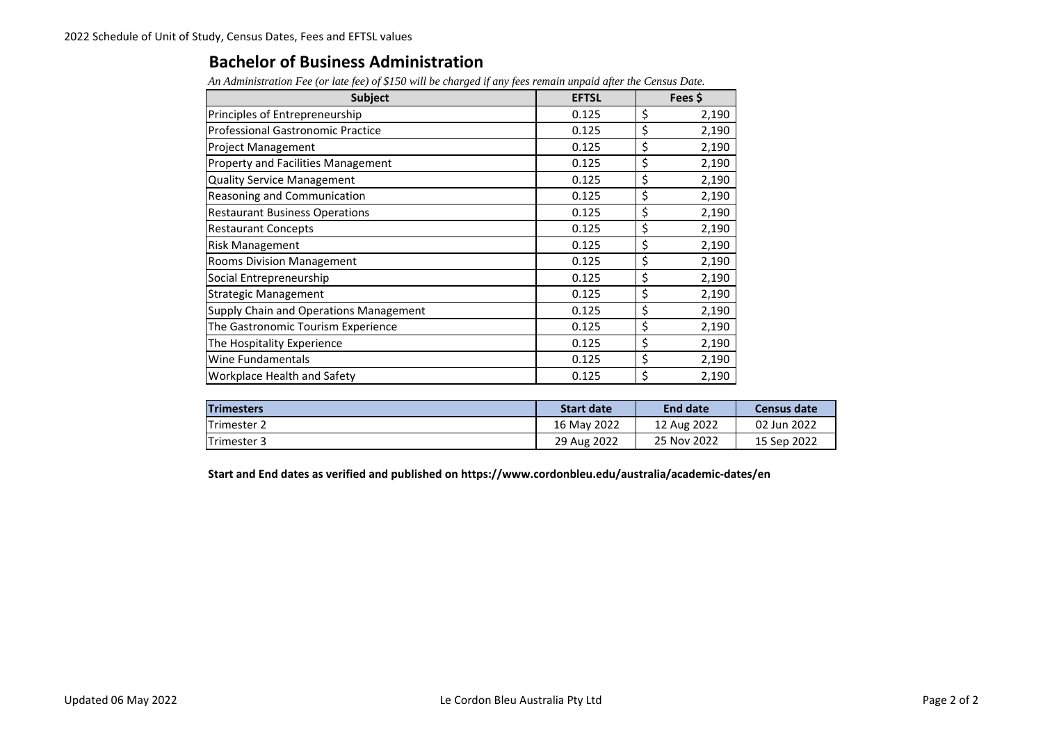## Bachelor of Business Administration

*An Administration Fee (or late fee) of $150 will be charged if any fees remain unpaid after the Census Date.*

| Subject | EFTSL | Fees $ |
|---|---|---|
| Principles of Entrepreneurship | 0.125 | $ 2,190 |
| Professional Gastronomic Practice | 0.125 | $ 2,190 |
| Project Management | 0.125 | $ 2,190 |
| Property and Facilities Management | 0.125 | $ 2,190 |
| Quality Service Management | 0.125 | $ 2,190 |
| Reasoning and Communication | 0.125 | $ 2,190 |
| Restaurant Business Operations | 0.125 | $ 2,190 |
| Restaurant Concepts | 0.125 | $ 2,190 |
| Risk Management | 0.125 | $ 2,190 |
| Rooms Division Management | 0.125 | $ 2,190 |
| Social Entrepreneurship | 0.125 | $ 2,190 |
| Strategic Management | 0.125 | $ 2,190 |
| Supply Chain and Operations Management | 0.125 | $ 2,190 |
| The Gastronomic Tourism Experience | 0.125 | $ 2,190 |
| The Hospitality Experience | 0.125 | $ 2,190 |
| Wine Fundamentals | 0.125 | $ 2,190 |
| Workplace Health and Safety | 0.125 | $ 2,190 |

| Trimesters | Start date | End date | Census date |
|---|---|---|---|
| Trimester 2 | 16 May 2022 | 12 Aug 2022 | 02 Jun 2022 |
| Trimester 3 | 29 Aug 2022 | 25 Nov 2022 | 15 Sep 2022 |

**Start and End dates as verified and published on https://www.cordonbleu.edu/australia/academic-dates/en**